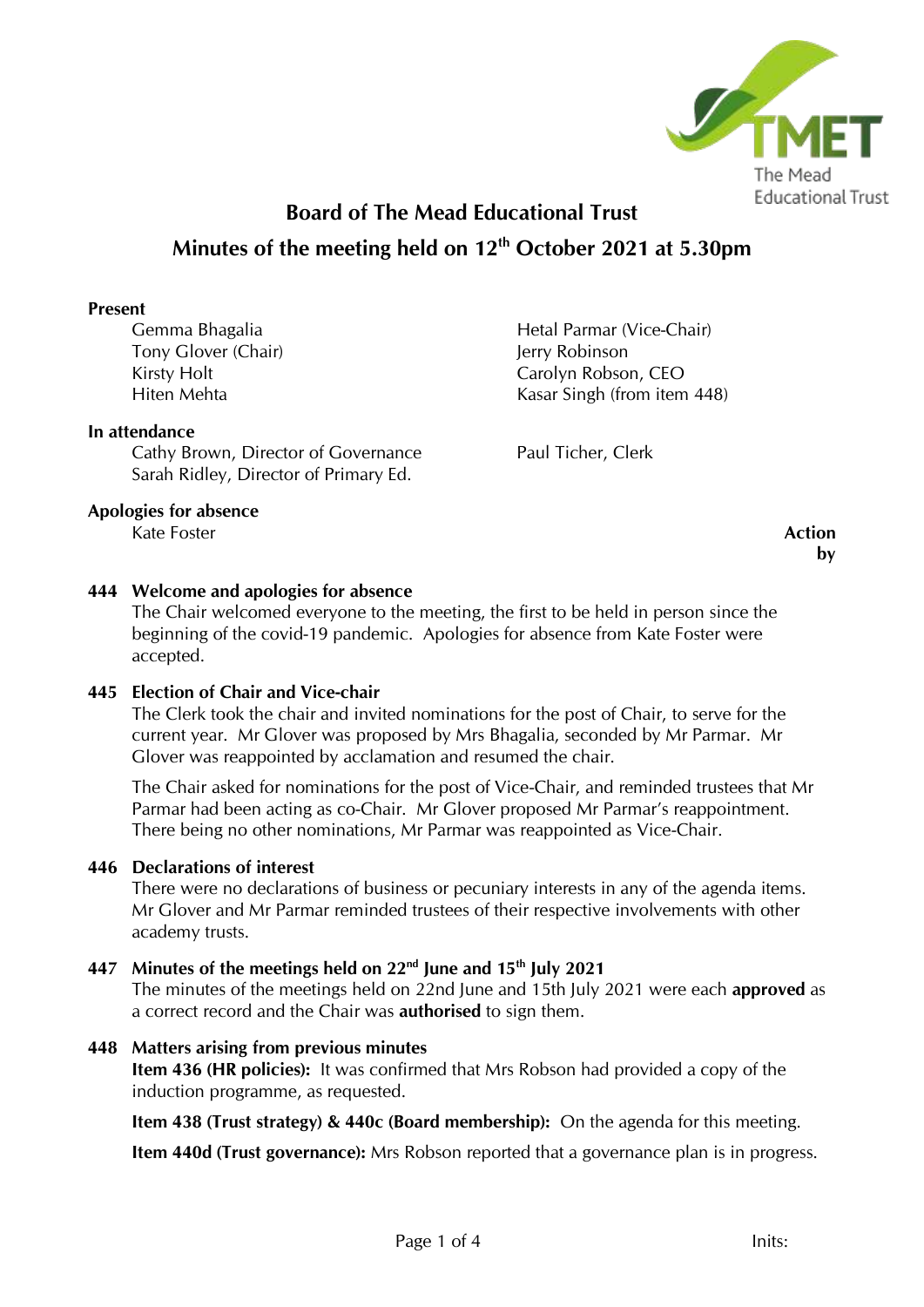# Board of The Mead Educational Trust

## Minutes of the meeting held on 12th October 2021 at 5.30pm

**Present**

- Gemma Bhagalia
- Tony Glover (Chair)
- Kirsty Holt
- Hiten Mehta
- Hetal Parmar (Vice-Chair)
- Jerry Robinson
- Carolyn Robson, CEO
- Kasar Singh (from item 448)

**In attendance**

- Cathy Brown, Director of Governance
- Sarah Ridley, Director of Primary Ed.
- Paul Ticher, Clerk

**Apologies for absence**

- Kate Foster

**Action by**

### 444 Welcome and apologies for absence

The Chair welcomed everyone to the meeting, the first to be held in person since the beginning of the covid-19 pandemic. Apologies for absence from Kate Foster were accepted.

### 445 Election of Chair and Vice-chair

The Clerk took the chair and invited nominations for the post of Chair, to serve for the current year. Mr Glover was proposed by Mrs Bhagalia, seconded by Mr Parmar. Mr Glover was reappointed by acclamation and resumed the chair.

The Chair asked for nominations for the post of Vice-Chair, and reminded trustees that Mr Parmar had been acting as co-Chair. Mr Glover proposed Mr Parmar's reappointment. There being no other nominations, Mr Parmar was reappointed as Vice-Chair.

### 446 Declarations of interest

There were no declarations of business or pecuniary interests in any of the agenda items. Mr Glover and Mr Parmar reminded trustees of their respective involvements with other academy trusts.

### 447 Minutes of the meetings held on 22nd June and 15th July 2021

The minutes of the meetings held on 22nd June and 15th July 2021 were each **approved** as a correct record and the Chair was **authorised** to sign them.

### 448 Matters arising from previous minutes

**Item 436 (HR policies):** It was confirmed that Mrs Robson had provided a copy of the induction programme, as requested.

**Item 438 (Trust strategy) & 440c (Board membership):** On the agenda for this meeting.

**Item 440d (Trust governance):** Mrs Robson reported that a governance plan is in progress.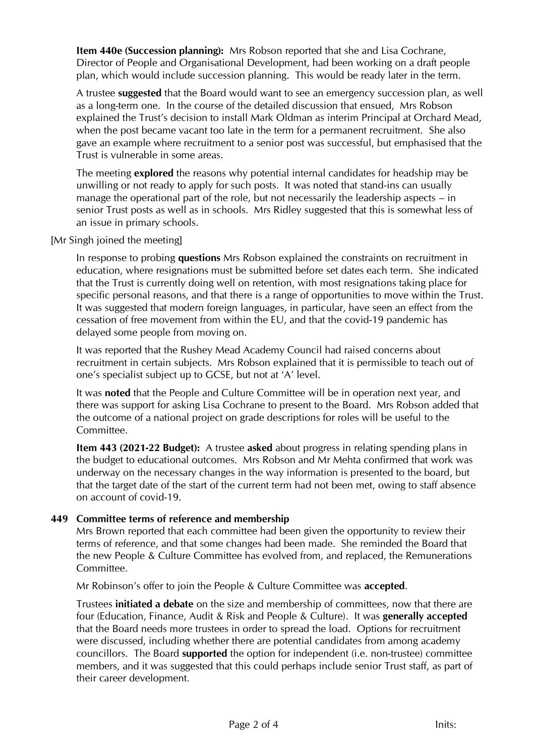**Item 440e (Succession planning):** Mrs Robson reported that she and Lisa Cochrane, Director of People and Organisational Development, had been working on a draft people plan, which would include succession planning. This would be ready later in the term.

A trustee **suggested** that the Board would want to see an emergency succession plan, as well as a long-term one. In the course of the detailed discussion that ensued, Mrs Robson explained the Trust's decision to install Mark Oldman as interim Principal at Orchard Mead, when the post became vacant too late in the term for a permanent recruitment. She also gave an example where recruitment to a senior post was successful, but emphasised that the Trust is vulnerable in some areas.

The meeting **explored** the reasons why potential internal candidates for headship may be unwilling or not ready to apply for such posts. It was noted that stand-ins can usually manage the operational part of the role, but not necessarily the leadership aspects – in senior Trust posts as well as in schools. Mrs Ridley suggested that this is somewhat less of an issue in primary schools.

[Mr Singh joined the meeting]

In response to probing **questions** Mrs Robson explained the constraints on recruitment in education, where resignations must be submitted before set dates each term. She indicated that the Trust is currently doing well on retention, with most resignations taking place for specific personal reasons, and that there is a range of opportunities to move within the Trust. It was suggested that modern foreign languages, in particular, have seen an effect from the cessation of free movement from within the EU, and that the covid-19 pandemic has delayed some people from moving on.

It was reported that the Rushey Mead Academy Council had raised concerns about recruitment in certain subjects. Mrs Robson explained that it is permissible to teach out of one's specialist subject up to GCSE, but not at 'A' level.

It was **noted** that the People and Culture Committee will be in operation next year, and there was support for asking Lisa Cochrane to present to the Board. Mrs Robson added that the outcome of a national project on grade descriptions for roles will be useful to the Committee.

**Item 443 (2021-22 Budget):** A trustee **asked** about progress in relating spending plans in the budget to educational outcomes. Mrs Robson and Mr Mehta confirmed that work was underway on the necessary changes in the way information is presented to the board, but that the target date of the start of the current term had not been met, owing to staff absence on account of covid-19.

**449 Committee terms of reference and membership**

Mrs Brown reported that each committee had been given the opportunity to review their terms of reference, and that some changes had been made. She reminded the Board that the new People & Culture Committee has evolved from, and replaced, the Remunerations Committee.

Mr Robinson's offer to join the People & Culture Committee was **accepted**.

Trustees **initiated a debate** on the size and membership of committees, now that there are four (Education, Finance, Audit & Risk and People & Culture). It was **generally accepted** that the Board needs more trustees in order to spread the load. Options for recruitment were discussed, including whether there are potential candidates from among academy councillors. The Board **supported** the option for independent (i.e. non-trustee) committee members, and it was suggested that this could perhaps include senior Trust staff, as part of their career development.

Inits: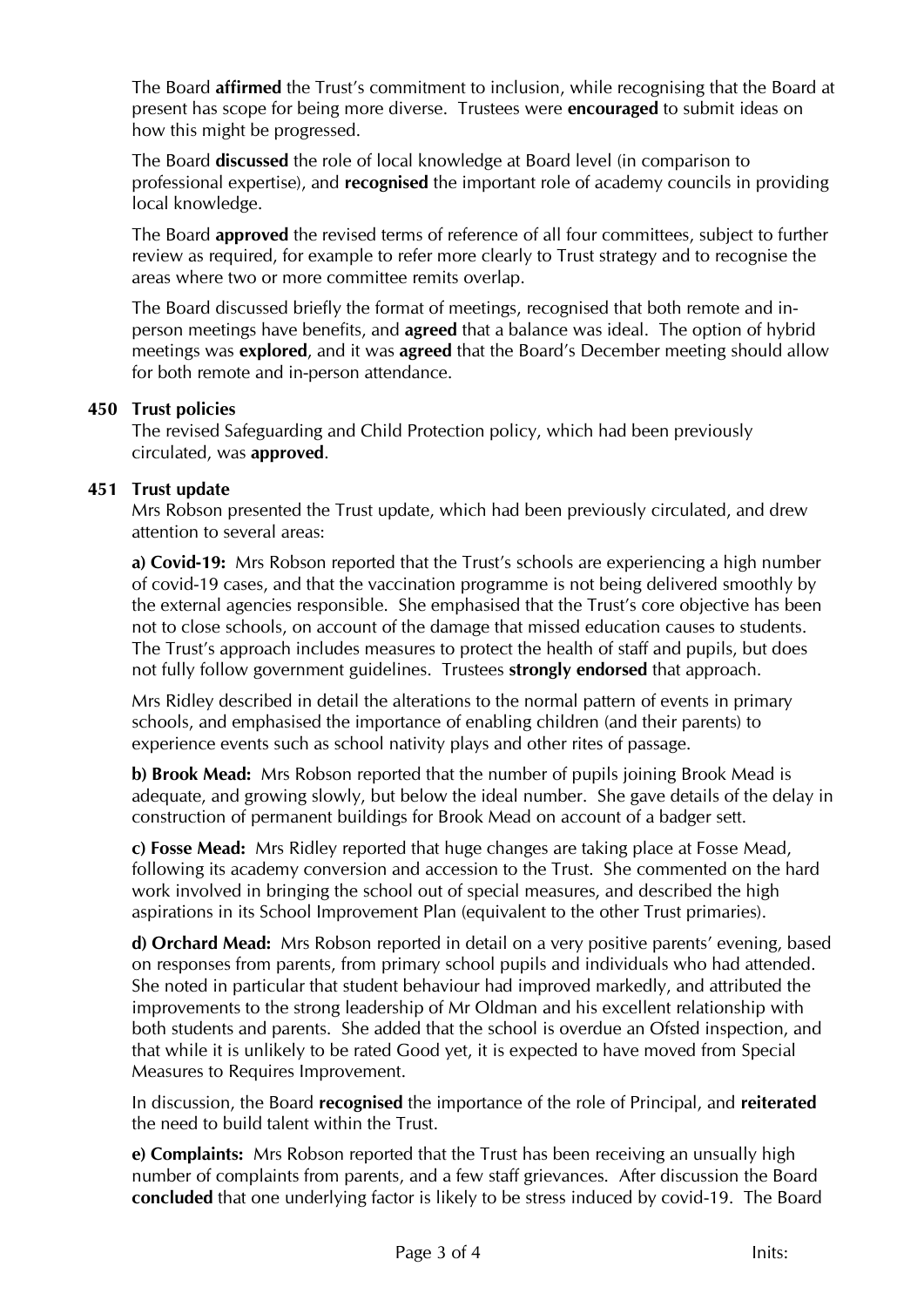The Board **affirmed** the Trust's commitment to inclusion, while recognising that the Board at present has scope for being more diverse. Trustees were **encouraged** to submit ideas on how this might be progressed.

The Board **discussed** the role of local knowledge at Board level (in comparison to professional expertise), and **recognised** the important role of academy councils in providing local knowledge.

The Board **approved** the revised terms of reference of all four committees, subject to further review as required, for example to refer more clearly to Trust strategy and to recognise the areas where two or more committee remits overlap.

The Board discussed briefly the format of meetings, recognised that both remote and in-person meetings have benefits, and **agreed** that a balance was ideal. The option of hybrid meetings was **explored**, and it was **agreed** that the Board's December meeting should allow for both remote and in-person attendance.

**450 Trust policies**

The revised Safeguarding and Child Protection policy, which had been previously circulated, was **approved**.

**451 Trust update**

Mrs Robson presented the Trust update, which had been previously circulated, and drew attention to several areas:

**a) Covid-19:** Mrs Robson reported that the Trust's schools are experiencing a high number of covid-19 cases, and that the vaccination programme is not being delivered smoothly by the external agencies responsible. She emphasised that the Trust's core objective has been not to close schools, on account of the damage that missed education causes to students. The Trust's approach includes measures to protect the health of staff and pupils, but does not fully follow government guidelines. Trustees **strongly endorsed** that approach.

Mrs Ridley described in detail the alterations to the normal pattern of events in primary schools, and emphasised the importance of enabling children (and their parents) to experience events such as school nativity plays and other rites of passage.

**b) Brook Mead:** Mrs Robson reported that the number of pupils joining Brook Mead is adequate, and growing slowly, but below the ideal number. She gave details of the delay in construction of permanent buildings for Brook Mead on account of a badger sett.

**c) Fosse Mead:** Mrs Ridley reported that huge changes are taking place at Fosse Mead, following its academy conversion and accession to the Trust. She commented on the hard work involved in bringing the school out of special measures, and described the high aspirations in its School Improvement Plan (equivalent to the other Trust primaries).

**d) Orchard Mead:** Mrs Robson reported in detail on a very positive parents' evening, based on responses from parents, from primary school pupils and individuals who had attended. She noted in particular that student behaviour had improved markedly, and attributed the improvements to the strong leadership of Mr Oldman and his excellent relationship with both students and parents. She added that the school is overdue an Ofsted inspection, and that while it is unlikely to be rated Good yet, it is expected to have moved from Special Measures to Requires Improvement.

In discussion, the Board **recognised** the importance of the role of Principal, and **reiterated** the need to build talent within the Trust.

**e) Complaints:** Mrs Robson reported that the Trust has been receiving an unusually high number of complaints from parents, and a few staff grievances. After discussion the Board **concluded** that one underlying factor is likely to be stress induced by covid-19. The Board

Inits: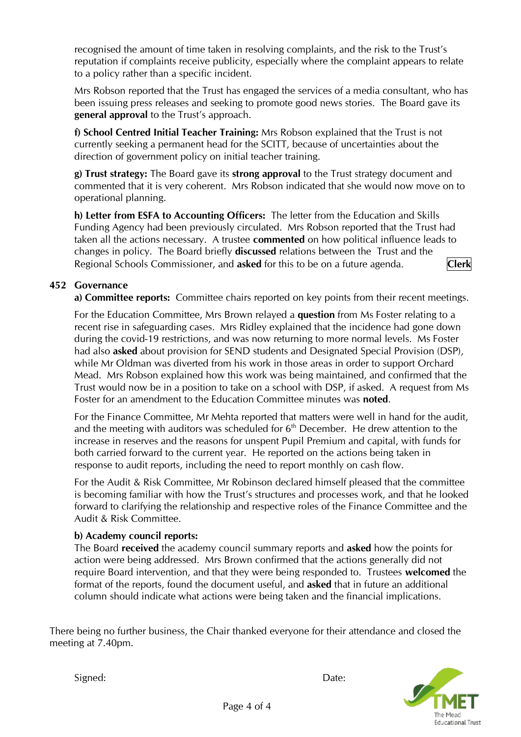recognised the amount of time taken in resolving complaints, and the risk to the Trust's reputation if complaints receive publicity, especially where the complaint appears to relate to a policy rather than a specific incident.

Mrs Robson reported that the Trust has engaged the services of a media consultant, who has been issuing press releases and seeking to promote good news stories. The Board gave its **general approval** to the Trust's approach.

**f) School Centred Initial Teacher Training:** Mrs Robson explained that the Trust is not currently seeking a permanent head for the SCITT, because of uncertainties about the direction of government policy on initial teacher training.

**g) Trust strategy:** The Board gave its **strong approval** to the Trust strategy document and commented that it is very coherent. Mrs Robson indicated that she would now move on to operational planning.

**h) Letter from ESFA to Accounting Officers:** The letter from the Education and Skills Funding Agency had been previously circulated. Mrs Robson reported that the Trust had taken all the actions necessary. A trustee **commented** on how political influence leads to changes in policy. The Board briefly **discussed** relations between the Trust and the Regional Schools Commissioner, and **asked** for this to be on a future agenda. **Clerk**

## 452 Governance

**a) Committee reports:** Committee chairs reported on key points from their recent meetings.

For the Education Committee, Mrs Brown relayed a **question** from Ms Foster relating to a recent rise in safeguarding cases. Mrs Ridley explained that the incidence had gone down during the covid-19 restrictions, and was now returning to more normal levels. Ms Foster had also **asked** about provision for SEND students and Designated Special Provision (DSP), while Mr Oldman was diverted from his work in those areas in order to support Orchard Mead. Mrs Robson explained how this work was being maintained, and confirmed that the Trust would now be in a position to take on a school with DSP, if asked. A request from Ms Foster for an amendment to the Education Committee minutes was **noted**.

For the Finance Committee, Mr Mehta reported that matters were well in hand for the audit, and the meeting with auditors was scheduled for 6th December. He drew attention to the increase in reserves and the reasons for unspent Pupil Premium and capital, with funds for both carried forward to the current year. He reported on the actions being taken in response to audit reports, including the need to report monthly on cash flow.

For the Audit & Risk Committee, Mr Robinson declared himself pleased that the committee is becoming familiar with how the Trust's structures and processes work, and that he looked forward to clarifying the relationship and respective roles of the Finance Committee and the Audit & Risk Committee.

**b) Academy council reports:**
The Board **received** the academy council summary reports and **asked** how the points for action were being addressed. Mrs Brown confirmed that the actions generally did not require Board intervention, and that they were being responded to. Trustees **welcomed** the format of the reports, found the document useful, and **asked** that in future an additional column should indicate what actions were being taken and the financial implications.

There being no further business, the Chair thanked everyone for their attendance and closed the meeting at 7.40pm.

Signed: Date: